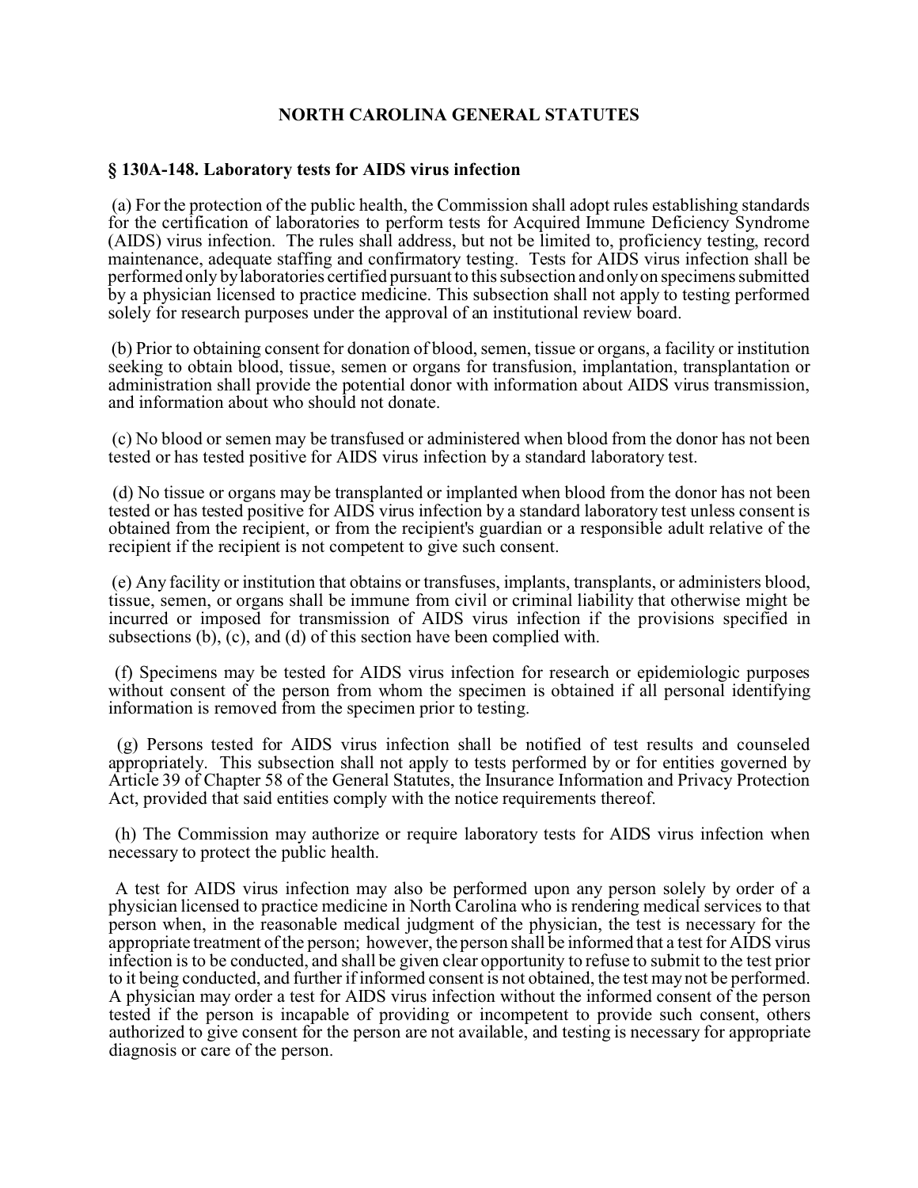# NORTH CAROLINA GENERAL STATUTES

## § 130A-148. Laboratory tests for AIDS virus infection

(a) For the protection of the public health, the Commission shall adopt rules establishing standards for the certification of laboratories to perform tests for Acquired Immune Deficiency Syndrome (AIDS) virus infection. The rules shall address, but not be limited to, proficiency testing, record maintenance, adequate staffing and confirmatory testing. Tests for AIDS virus infection shall be performed only by laboratories certified pursuant to this subsection and only on specimens submitted by a physician licensed to practice medicine. This subsection shall not apply to testing performed solely for research purposes under the approval of an institutional review board.

(b) Prior to obtaining consent for donation of blood, semen, tissue or organs, a facility or institution seeking to obtain blood, tissue, semen or organs for transfusion, implantation, transplantation or administration shall provide the potential donor with information about AIDS virus transmission, and information about who should not donate.

(c) No blood or semen may be transfused or administered when blood from the donor has not been tested or has tested positive for AIDS virus infection by a standard laboratory test.

(d) No tissue or organs may be transplanted or implanted when blood from the donor has not been tested or has tested positive for AIDS virus infection by a standard laboratory test unless consent is obtained from the recipient, or from the recipient's guardian or a responsible adult relative of the recipient if the recipient is not competent to give such consent.

(e) Any facility or institution that obtains or transfuses, implants, transplants, or administers blood, tissue, semen, or organs shall be immune from civil or criminal liability that otherwise might be incurred or imposed for transmission of AIDS virus infection if the provisions specified in subsections (b), (c), and (d) of this section have been complied with.

(f) Specimens may be tested for AIDS virus infection for research or epidemiologic purposes without consent of the person from whom the specimen is obtained if all personal identifying information is removed from the specimen prior to testing.

(g) Persons tested for AIDS virus infection shall be notified of test results and counseled appropriately. This subsection shall not apply to tests performed by or for entities governed by Article 39 of Chapter 58 of the General Statutes, the Insurance Information and Privacy Protection Act, provided that said entities comply with the notice requirements thereof.

(h) The Commission may authorize or require laboratory tests for AIDS virus infection when necessary to protect the public health.

A test for AIDS virus infection may also be performed upon any person solely by order of a physician licensed to practice medicine in North Carolina who is rendering medical services to that person when, in the reasonable medical judgment of the physician, the test is necessary for the appropriate treatment of the person; however, the person shall be informed that a test for AIDS virus infection is to be conducted, and shall be given clear opportunity to refuse to submit to the test prior to it being conducted, and further if informed consent is not obtained, the test may not be performed. A physician may order a test for AIDS virus infection without the informed consent of the person tested if the person is incapable of providing or incompetent to provide such consent, others authorized to give consent for the person are not available, and testing is necessary for appropriate diagnosis or care of the person.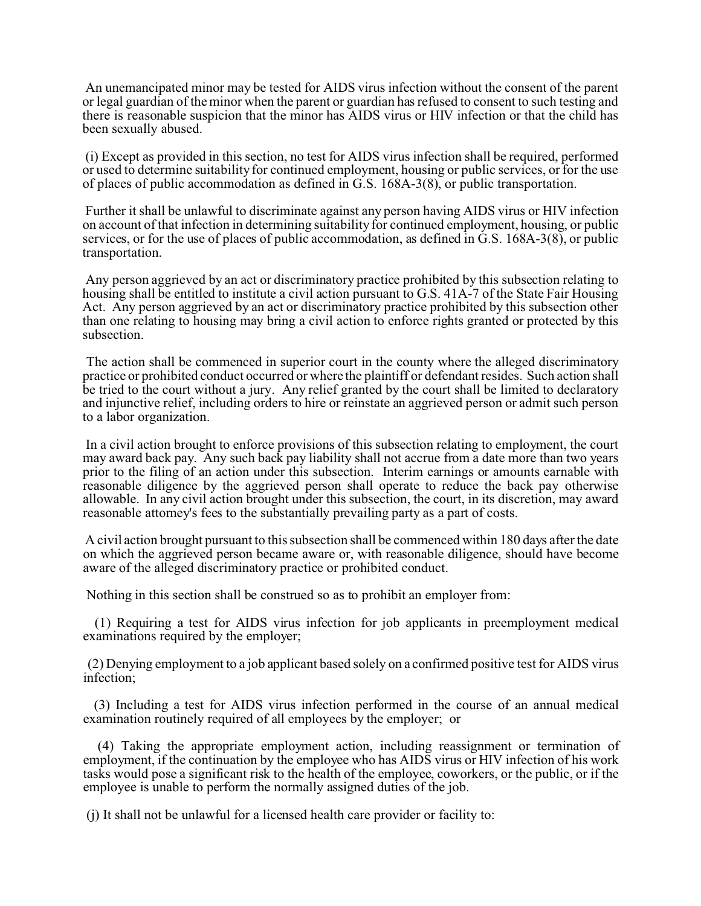An unemancipated minor may be tested for AIDS virus infection without the consent of the parent or legal guardian of the minor when the parent or guardian has refused to consent to such testing and there is reasonable suspicion that the minor has AIDS virus or HIV infection or that the child has been sexually abused.

(i) Except as provided in this section, no test for AIDS virus infection shall be required, performed or used to determine suitability for continued employment, housing or public services, or for the use of places of public accommodation as defined in G.S. 168A-3(8), or public transportation.

Further it shall be unlawful to discriminate against any person having AIDS virus or HIV infection on account of that infection in determining suitability for continued employment, housing, or public services, or for the use of places of public accommodation, as defined in G.S. 168A-3(8), or public transportation.

Any person aggrieved by an act or discriminatory practice prohibited by this subsection relating to housing shall be entitled to institute a civil action pursuant to G.S. 41A-7 of the State Fair Housing Act. Any person aggrieved by an act or discriminatory practice prohibited by this subsection other than one relating to housing may bring a civil action to enforce rights granted or protected by this subsection.

The action shall be commenced in superior court in the county where the alleged discriminatory practice or prohibited conduct occurred or where the plaintiff or defendant resides. Such action shall be tried to the court without a jury. Any relief granted by the court shall be limited to declaratory and injunctive relief, including orders to hire or reinstate an aggrieved person or admit such person to a labor organization.

In a civil action brought to enforce provisions of this subsection relating to employment, the court may award back pay. Any such back pay liability shall not accrue from a date more than two years prior to the filing of an action under this subsection. Interim earnings or amounts earnable with reasonable diligence by the aggrieved person shall operate to reduce the back pay otherwise allowable. In any civil action brought under this subsection, the court, in its discretion, may award reasonable attorney's fees to the substantially prevailing party as a part of costs.

A civil action brought pursuant to this subsection shall be commenced within 180 days after the date on which the aggrieved person became aware or, with reasonable diligence, should have become aware of the alleged discriminatory practice or prohibited conduct.

Nothing in this section shall be construed so as to prohibit an employer from:

(1) Requiring a test for AIDS virus infection for job applicants in preemployment medical examinations required by the employer;

(2) Denying employment to a job applicant based solely on a confirmed positive test for AIDS virus infection;

(3) Including a test for AIDS virus infection performed in the course of an annual medical examination routinely required of all employees by the employer; or

(4) Taking the appropriate employment action, including reassignment or termination of employment, if the continuation by the employee who has AIDS virus or HIV infection of his work tasks would pose a significant risk to the health of the employee, coworkers, or the public, or if the employee is unable to perform the normally assigned duties of the job.

(j) It shall not be unlawful for a licensed health care provider or facility to: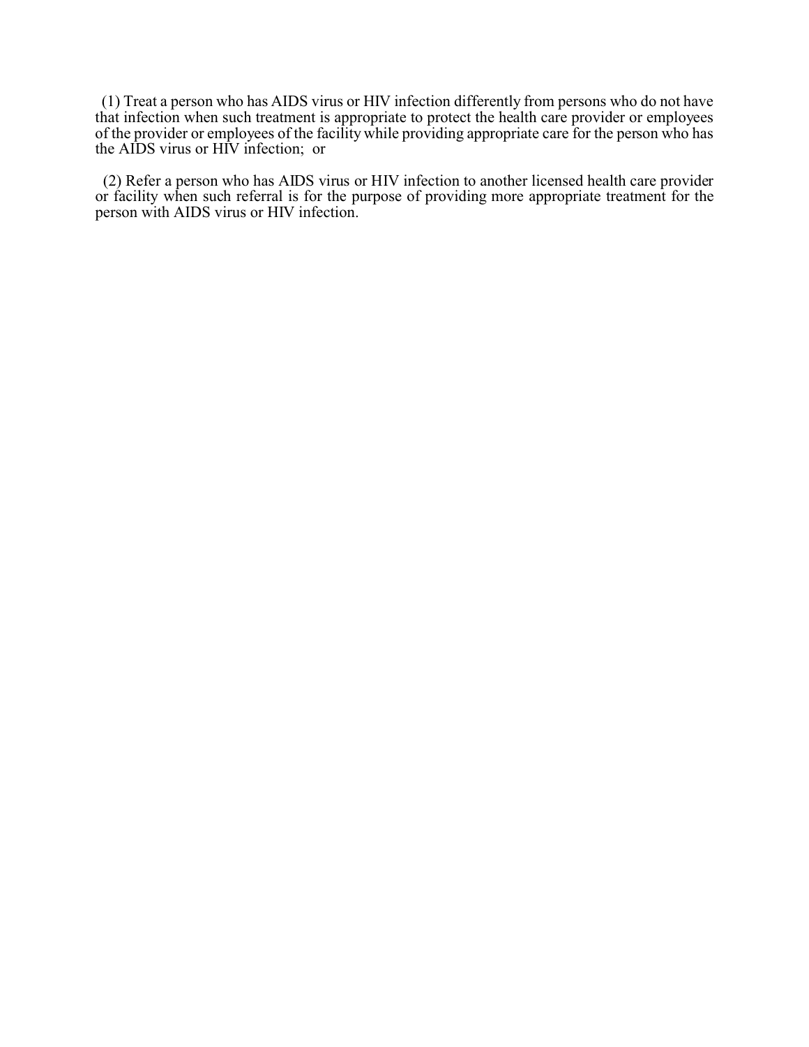(1) Treat a person who has AIDS virus or HIV infection differently from persons who do not have that infection when such treatment is appropriate to protect the health care provider or employees of the provider or employees of the facility while providing appropriate care for the person who has the AIDS virus or HIV infection;  or

(2) Refer a person who has AIDS virus or HIV infection to another licensed health care provider or facility when such referral is for the purpose of providing more appropriate treatment for the person with AIDS virus or HIV infection.